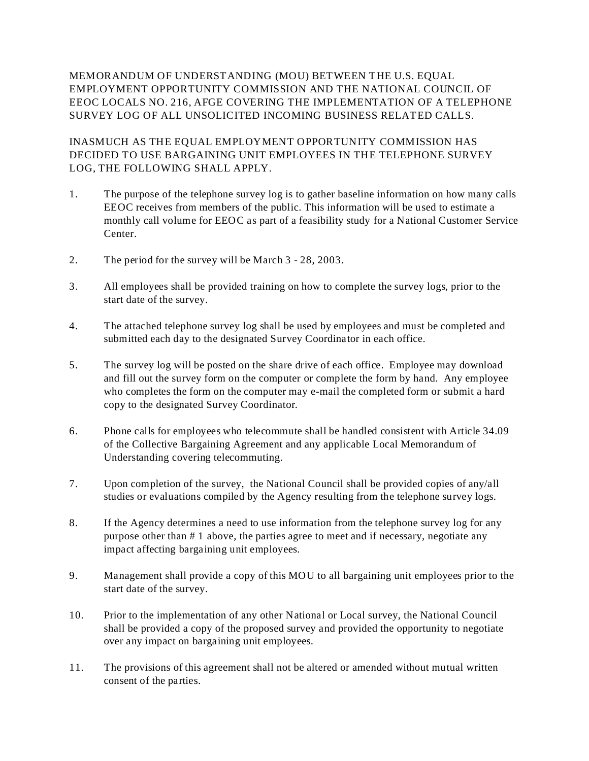MEMORANDUM OF UNDERSTANDING (MOU) BETWEEN THE U.S. EQUAL EMPLOYMENT OPPORTUNITY COMMISSION AND THE NATIONAL COUNCIL OF EEOC LOCALS NO. 216, AFGE COVERING THE IMPLEMENTATION OF A TELEPHONE SURVEY LOG OF ALL UNSOLICITED INCOMING BUSINESS RELATED CALLS.

INASMUCH AS THE EQUAL EMPLOYMENT OPPORTUNITY COMMISSION HAS DECIDED TO USE BARGAINING UNIT EMPLOYEES IN THE TELEPHONE SURVEY LOG, THE FOLLOWING SHALL APPLY.

1. The purpose of the telephone survey log is to gather baseline information on how many calls EEOC receives from members of the public. This information will be used to estimate a monthly call volume for EEOC as part of a feasibility study for a National Customer Service Center.

2. The period for the survey will be March 3 - 28, 2003.

3. All employees shall be provided training on how to complete the survey logs, prior to the start date of the survey.

4. The attached telephone survey log shall be used by employees and must be completed and submitted each day to the designated Survey Coordinator in each office.

5. The survey log will be posted on the share drive of each office. Employee may download and fill out the survey form on the computer or complete the form by hand. Any employee who completes the form on the computer may e-mail the completed form or submit a hard copy to the designated Survey Coordinator.

6. Phone calls for employees who telecommute shall be handled consistent with Article 34.09 of the Collective Bargaining Agreement and any applicable Local Memorandum of Understanding covering telecommuting.

7. Upon completion of the survey, the National Council shall be provided copies of any/all studies or evaluations compiled by the Agency resulting from the telephone survey logs.

8. If the Agency determines a need to use information from the telephone survey log for any purpose other than # 1 above, the parties agree to meet and if necessary, negotiate any impact affecting bargaining unit employees.

9. Management shall provide a copy of this MOU to all bargaining unit employees prior to the start date of the survey.

10. Prior to the implementation of any other National or Local survey, the National Council shall be provided a copy of the proposed survey and provided the opportunity to negotiate over any impact on bargaining unit employees.

11. The provisions of this agreement shall not be altered or amended without mutual written consent of the parties.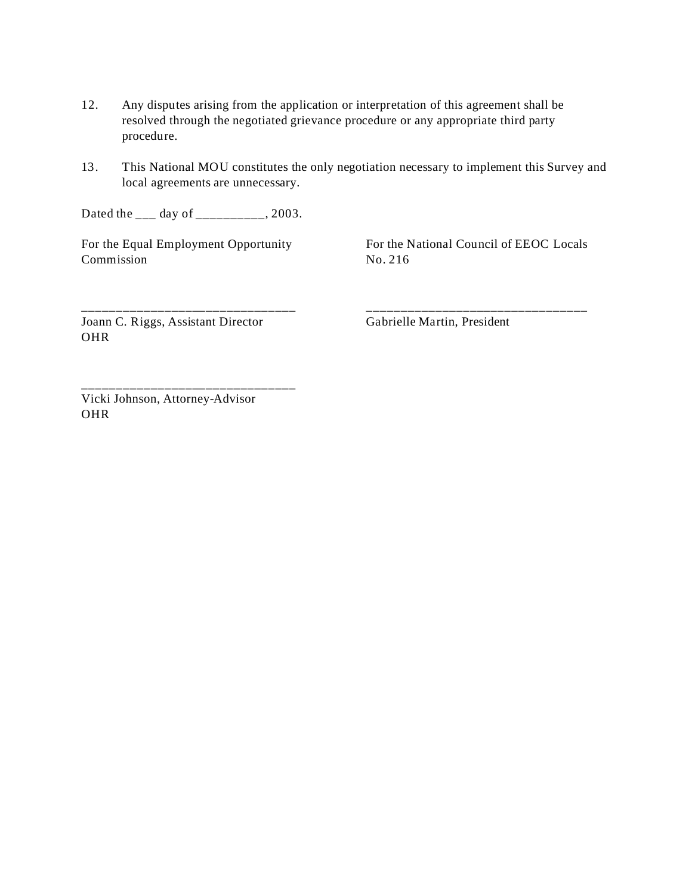12. Any disputes arising from the application or interpretation of this agreement shall be resolved through the negotiated grievance procedure or any appropriate third party procedure.

13. This National MOU constitutes the only negotiation necessary to implement this Survey and local agreements are unnecessary.

Dated the ___ day of __________, 2003.

For the Equal Employment Opportunity Commission

______________________________
Joann C. Riggs, Assistant Director
OHR

______________________________
Vicki Johnson, Attorney-Advisor
OHR

For the National Council of EEOC Locals No. 216

______________________________
Gabrielle Martin, President